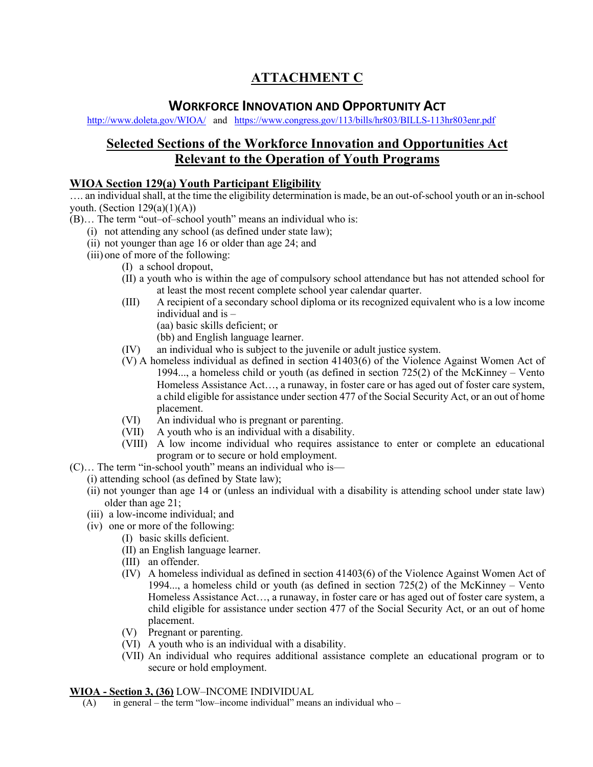# ATTACHMENT C

## WORKFORCE INNOVATION AND OPPORTUNITY ACT

http://www.doleta.gov/WIOA/ and https://www.congress.gov/113/bills/hr803/BILLS-113hr803enr.pdf

## Selected Sections of the Workforce Innovation and Opportunities Act Relevant to the Operation of Youth Programs

### WIOA Section 129(a) Youth Participant Eligibility

…. an individual shall, at the time the eligibility determination is made, be an out-of-school youth or an in-school youth. (Section 129(a)(1)(A))

(B)… The term "out–of–school youth" means an individual who is:

- (i) not attending any school (as defined under state law);
- (ii) not younger than age 16 or older than age 24; and
- (iii) one of more of the following:
  - (I) a school dropout,
  - (II) a youth who is within the age of compulsory school attendance but has not attended school for at least the most recent complete school year calendar quarter.
  - (III) A recipient of a secondary school diploma or its recognized equivalent who is a low income individual and is –
    - (aa) basic skills deficient; or
    - (bb) and English language learner.
  - (IV) an individual who is subject to the juvenile or adult justice system.
  - (V) A homeless individual as defined in section 41403(6) of the Violence Against Women Act of 1994..., a homeless child or youth (as defined in section 725(2) of the McKinney – Vento Homeless Assistance Act…, a runaway, in foster care or has aged out of foster care system, a child eligible for assistance under section 477 of the Social Security Act, or an out of home placement.
  - (VI) An individual who is pregnant or parenting.
  - (VII) A youth who is an individual with a disability.
  - (VIII) A low income individual who requires assistance to enter or complete an educational program or to secure or hold employment.

(C)… The term "in-school youth" means an individual who is—

- (i) attending school (as defined by State law);
- (ii) not younger than age 14 or (unless an individual with a disability is attending school under state law) older than age 21;
- (iii) a low-income individual; and
- (iv) one or more of the following:
  - (I) basic skills deficient.
  - (II) an English language learner.
  - (III) an offender.
  - (IV) A homeless individual as defined in section 41403(6) of the Violence Against Women Act of 1994..., a homeless child or youth (as defined in section 725(2) of the McKinney – Vento Homeless Assistance Act…, a runaway, in foster care or has aged out of foster care system, a child eligible for assistance under section 477 of the Social Security Act, or an out of home placement.
  - (V) Pregnant or parenting.
  - (VI) A youth who is an individual with a disability.
  - (VII) An individual who requires additional assistance complete an educational program or to secure or hold employment.

**WIOA - Section 3, (36)** LOW–INCOME INDIVIDUAL

(A) in general – the term "low–income individual" means an individual who –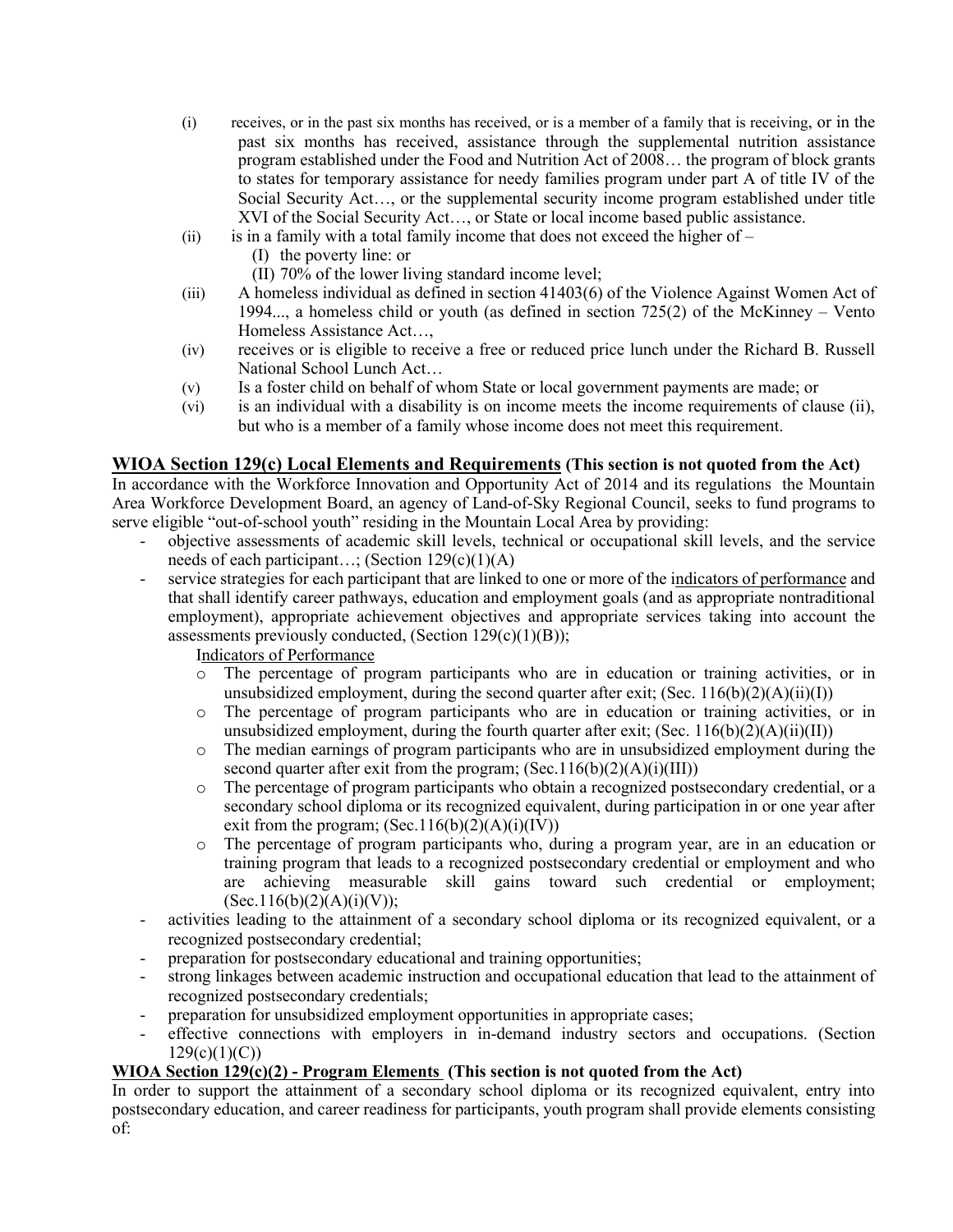(i) receives, or in the past six months has received, or is a member of a family that is receiving, or in the past six months has received, assistance through the supplemental nutrition assistance program established under the Food and Nutrition Act of 2008… the program of block grants to states for temporary assistance for needy families program under part A of title IV of the Social Security Act…, or the supplemental security income program established under title XVI of the Social Security Act…, or State or local income based public assistance.

(ii) is in a family with a total family income that does not exceed the higher of –

  (I) the poverty line: or

  (II) 70% of the lower living standard income level;

(iii) A homeless individual as defined in section 41403(6) of the Violence Against Women Act of 1994..., a homeless child or youth (as defined in section 725(2) of the McKinney – Vento Homeless Assistance Act…,

(iv) receives or is eligible to receive a free or reduced price lunch under the Richard B. Russell National School Lunch Act…

(v) Is a foster child on behalf of whom State or local government payments are made; or

(vi) is an individual with a disability is on income meets the income requirements of clause (ii), but who is a member of a family whose income does not meet this requirement.

**<u>WIOA Section 129(c) Local Elements and Requirements</u> (This section is not quoted from the Act)**

In accordance with the Workforce Innovation and Opportunity Act of 2014 and its regulations the Mountain Area Workforce Development Board, an agency of Land-of-Sky Regional Council, seeks to fund programs to serve eligible "out-of-school youth" residing in the Mountain Local Area by providing:

- objective assessments of academic skill levels, technical or occupational skill levels, and the service needs of each participant…; (Section 129(c)(1)(A)
- service strategies for each participant that are linked to one or more of the <u>indicators of performance</u> and that shall identify career pathways, education and employment goals (and as appropriate nontraditional employment), appropriate achievement objectives and appropriate services taking into account the assessments previously conducted, (Section 129(c)(1)(B));

  <u>Indicators of Performance</u>

  - The percentage of program participants who are in education or training activities, or in unsubsidized employment, during the second quarter after exit; (Sec. 116(b)(2)(A)(ii)(I))
  - The percentage of program participants who are in education or training activities, or in unsubsidized employment, during the fourth quarter after exit; (Sec. 116(b)(2)(A)(ii)(II))
  - The median earnings of program participants who are in unsubsidized employment during the second quarter after exit from the program; (Sec.116(b)(2)(A)(i)(III))
  - The percentage of program participants who obtain a recognized postsecondary credential, or a secondary school diploma or its recognized equivalent, during participation in or one year after exit from the program; (Sec.116(b)(2)(A)(i)(IV))
  - The percentage of program participants who, during a program year, are in an education or training program that leads to a recognized postsecondary credential or employment and who are achieving measurable skill gains toward such credential or employment; (Sec.116(b)(2)(A)(i)(V));
- activities leading to the attainment of a secondary school diploma or its recognized equivalent, or a recognized postsecondary credential;
- preparation for postsecondary educational and training opportunities;
- strong linkages between academic instruction and occupational education that lead to the attainment of recognized postsecondary credentials;
- preparation for unsubsidized employment opportunities in appropriate cases;
- effective connections with employers in in-demand industry sectors and occupations. (Section 129(c)(1)(C))

**<u>WIOA Section 129(c)(2) - Program Elements</u> (This section is not quoted from the Act)**

In order to support the attainment of a secondary school diploma or its recognized equivalent, entry into postsecondary education, and career readiness for participants, youth program shall provide elements consisting of: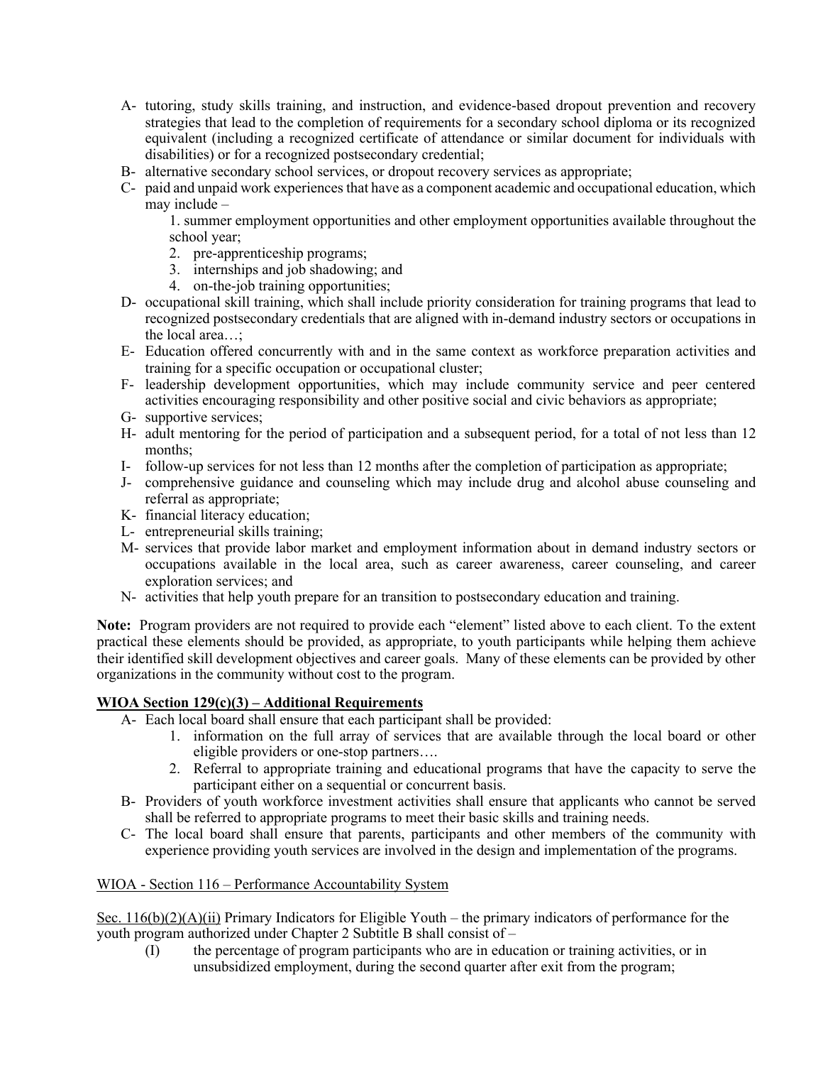A- tutoring, study skills training, and instruction, and evidence-based dropout prevention and recovery strategies that lead to the completion of requirements for a secondary school diploma or its recognized equivalent (including a recognized certificate of attendance or similar document for individuals with disabilities) or for a recognized postsecondary credential;

B- alternative secondary school services, or dropout recovery services as appropriate;

C- paid and unpaid work experiences that have as a component academic and occupational education, which may include –

1. summer employment opportunities and other employment opportunities available throughout the school year;
2. pre-apprenticeship programs;
3. internships and job shadowing; and
4. on-the-job training opportunities;

D- occupational skill training, which shall include priority consideration for training programs that lead to recognized postsecondary credentials that are aligned with in-demand industry sectors or occupations in the local area…;

E- Education offered concurrently with and in the same context as workforce preparation activities and training for a specific occupation or occupational cluster;

F- leadership development opportunities, which may include community service and peer centered activities encouraging responsibility and other positive social and civic behaviors as appropriate;

G- supportive services;

H- adult mentoring for the period of participation and a subsequent period, for a total of not less than 12 months;

I- follow-up services for not less than 12 months after the completion of participation as appropriate;

J- comprehensive guidance and counseling which may include drug and alcohol abuse counseling and referral as appropriate;

K- financial literacy education;

L- entrepreneurial skills training;

M- services that provide labor market and employment information about in demand industry sectors or occupations available in the local area, such as career awareness, career counseling, and career exploration services; and

N- activities that help youth prepare for an transition to postsecondary education and training.

**Note:** Program providers are not required to provide each "element" listed above to each client. To the extent practical these elements should be provided, as appropriate, to youth participants while helping them achieve their identified skill development objectives and career goals. Many of these elements can be provided by other organizations in the community without cost to the program.

**WIOA Section 129(c)(3) – Additional Requirements**

A- Each local board shall ensure that each participant shall be provided:

1. information on the full array of services that are available through the local board or other eligible providers or one-stop partners….
2. Referral to appropriate training and educational programs that have the capacity to serve the participant either on a sequential or concurrent basis.

B- Providers of youth workforce investment activities shall ensure that applicants who cannot be served shall be referred to appropriate programs to meet their basic skills and training needs.

C- The local board shall ensure that parents, participants and other members of the community with experience providing youth services are involved in the design and implementation of the programs.

WIOA - Section 116 – Performance Accountability System

Sec. 116(b)(2)(A)(ii) Primary Indicators for Eligible Youth – the primary indicators of performance for the youth program authorized under Chapter 2 Subtitle B shall consist of –

(I) the percentage of program participants who are in education or training activities, or in unsubsidized employment, during the second quarter after exit from the program;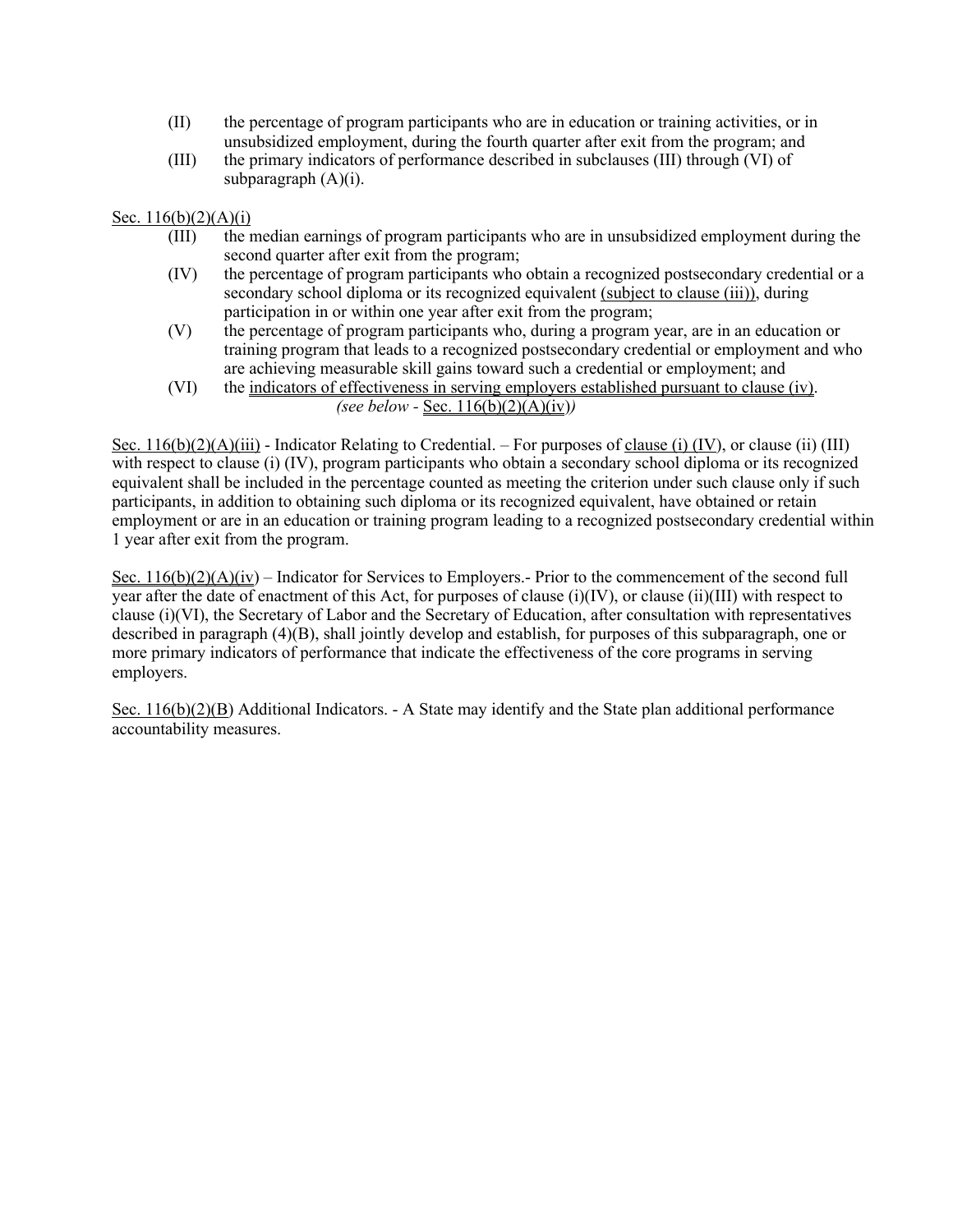(II) the percentage of program participants who are in education or training activities, or in unsubsidized employment, during the fourth quarter after exit from the program; and

(III) the primary indicators of performance described in subclauses (III) through (VI) of subparagraph (A)(i).

<u>Sec. 116(b)(2)(A)(i)</u>

(III) the median earnings of program participants who are in unsubsidized employment during the second quarter after exit from the program;

(IV) the percentage of program participants who obtain a recognized postsecondary credential or a secondary school diploma or its recognized equivalent <u>(subject to clause (iii))</u>, during participation in or within one year after exit from the program;

(V) the percentage of program participants who, during a program year, are in an education or training program that leads to a recognized postsecondary credential or employment and who are achieving measurable skill gains toward such a credential or employment; and

(VI) the <u>indicators of effectiveness in serving employers established pursuant to clause (iv)</u>. *(see below -* <u>Sec. 116(b)(2)(A)(iv)</u>*)*

<u>Sec. 116(b)(2)(A)(iii)</u> - Indicator Relating to Credential. – For purposes of <u>clause (i) (IV)</u>, or clause (ii) (III) with respect to clause (i) (IV), program participants who obtain a secondary school diploma or its recognized equivalent shall be included in the percentage counted as meeting the criterion under such clause only if such participants, in addition to obtaining such diploma or its recognized equivalent, have obtained or retain employment or are in an education or training program leading to a recognized postsecondary credential within 1 year after exit from the program.

<u>Sec. 116(b)(2)(A)(iv)</u> – Indicator for Services to Employers.- Prior to the commencement of the second full year after the date of enactment of this Act, for purposes of clause (i)(IV), or clause (ii)(III) with respect to clause (i)(VI), the Secretary of Labor and the Secretary of Education, after consultation with representatives described in paragraph (4)(B), shall jointly develop and establish, for purposes of this subparagraph, one or more primary indicators of performance that indicate the effectiveness of the core programs in serving employers.

<u>Sec. 116(b)(2)(B)</u> Additional Indicators. - A State may identify and the State plan additional performance accountability measures.